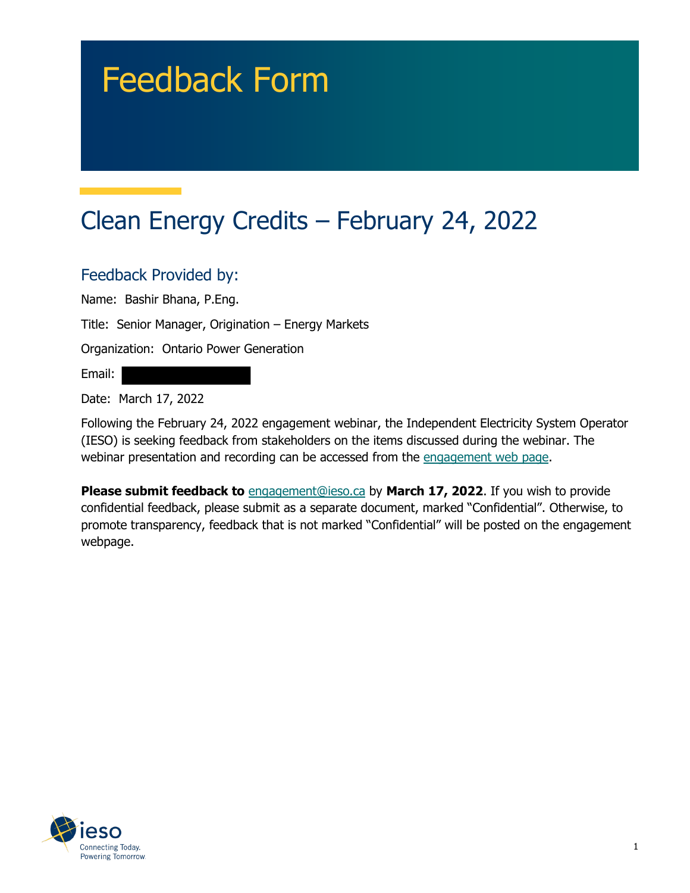# Feedback Form

## Clean Energy Credits – February 24, 2022

### Feedback Provided by:

Name: Bashir Bhana, P.Eng.

Title: Senior Manager, Origination – Energy Markets

Organization: Ontario Power Generation

Email:

Date: March 17, 2022

Following the February 24, 2022 engagement webinar, the Independent Electricity System Operator (IESO) is seeking feedback from stakeholders on the items discussed during the webinar. The webinar presentation and recording can be accessed from the engagement web page.

**Please submit feedback to** engagement@ieso.ca by **March 17, 2022**. If you wish to provide confidential feedback, please submit as a separate document, marked "Confidential". Otherwise, to promote transparency, feedback that is not marked "Confidential" will be posted on the engagement webpage.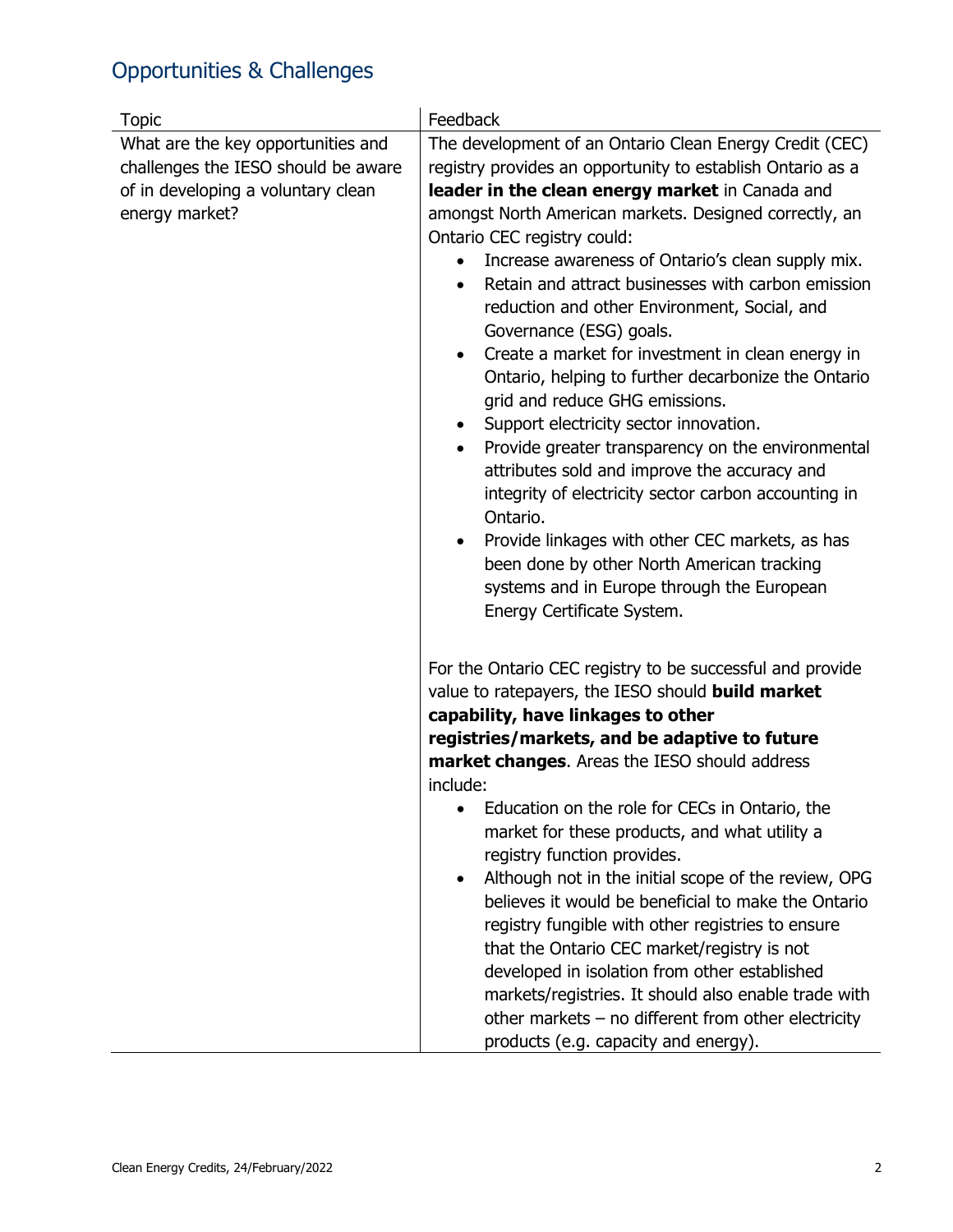## Opportunities & Challenges

| Topic | Feedback |
|---|---|
| What are the key opportunities and challenges the IESO should be aware of in developing a voluntary clean energy market? | The development of an Ontario Clean Energy Credit (CEC) registry provides an opportunity to establish Ontario as a **leader in the clean energy market** in Canada and amongst North American markets. Designed correctly, an Ontario CEC registry could:<br>• Increase awareness of Ontario's clean supply mix.<br>• Retain and attract businesses with carbon emission reduction and other Environment, Social, and Governance (ESG) goals.<br>• Create a market for investment in clean energy in Ontario, helping to further decarbonize the Ontario grid and reduce GHG emissions.<br>• Support electricity sector innovation.<br>• Provide greater transparency on the environmental attributes sold and improve the accuracy and integrity of electricity sector carbon accounting in Ontario.<br>• Provide linkages with other CEC markets, as has been done by other North American tracking systems and in Europe through the European Energy Certificate System.<br><br>For the Ontario CEC registry to be successful and provide value to ratepayers, the IESO should **build market capability, have linkages to other registries/markets, and be adaptive to future market changes**. Areas the IESO should address include:<br>• Education on the role for CECs in Ontario, the market for these products, and what utility a registry function provides.<br>• Although not in the initial scope of the review, OPG believes it would be beneficial to make the Ontario registry fungible with other registries to ensure that the Ontario CEC market/registry is not developed in isolation from other established markets/registries. It should also enable trade with other markets – no different from other electricity products (e.g. capacity and energy). |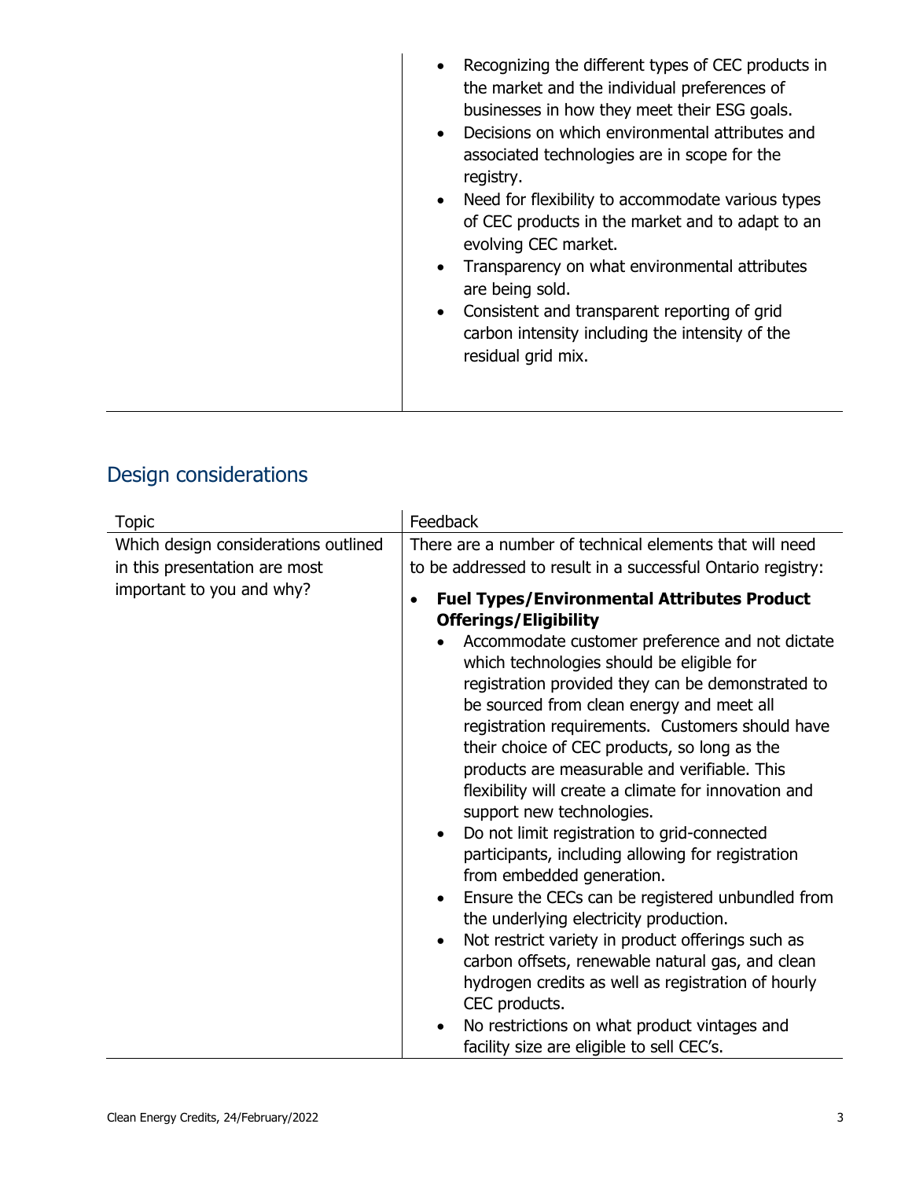| Topic | Feedback |
|---|---|
| | • Recognizing the different types of CEC products in the market and the individual preferences of businesses in how they meet their ESG goals.<br>• Decisions on which environmental attributes and associated technologies are in scope for the registry.<br>• Need for flexibility to accommodate various types of CEC products in the market and to adapt to an evolving CEC market.<br>• Transparency on what environmental attributes are being sold.<br>• Consistent and transparent reporting of grid carbon intensity including the intensity of the residual grid mix. |

## Design considerations

| Topic | Feedback |
|---|---|
| Which design considerations outlined in this presentation are most important to you and why? | There are a number of technical elements that will need to be addressed to result in a successful Ontario registry:<br><br>• **Fuel Types/Environmental Attributes Product Offerings/Eligibility**<br>  ◦ Accommodate customer preference and not dictate which technologies should be eligible for registration provided they can be demonstrated to be sourced from clean energy and meet all registration requirements. Customers should have their choice of CEC products, so long as the products are measurable and verifiable. This flexibility will create a climate for innovation and support new technologies.<br>  ◦ Do not limit registration to grid-connected participants, including allowing for registration from embedded generation.<br>  ◦ Ensure the CECs can be registered unbundled from the underlying electricity production.<br>  ◦ Not restrict variety in product offerings such as carbon offsets, renewable natural gas, and clean hydrogen credits as well as registration of hourly CEC products.<br>  ◦ No restrictions on what product vintages and facility size are eligible to sell CEC's. |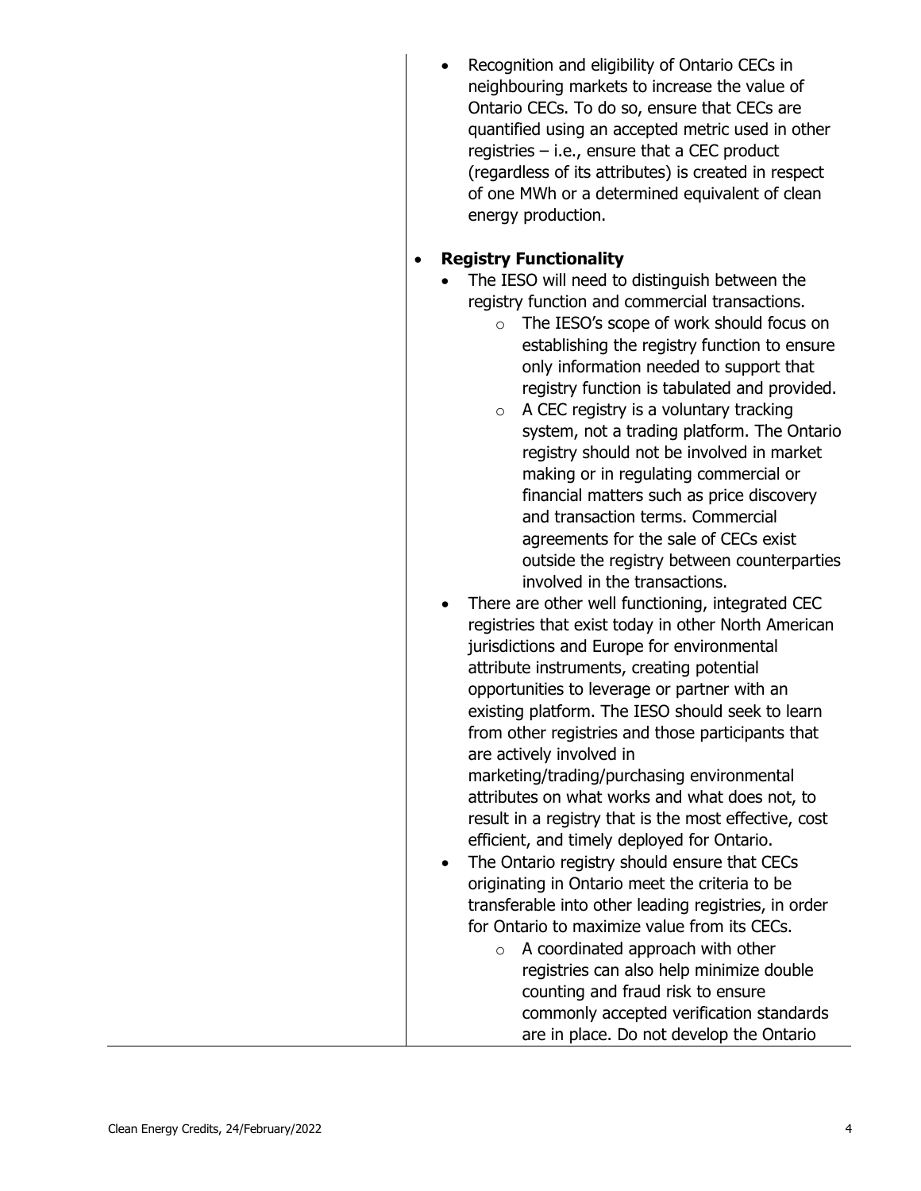| | |
|---|---|
| | - Recognition and eligibility of Ontario CECs in neighbouring markets to increase the value of Ontario CECs. To do so, ensure that CECs are quantified using an accepted metric used in other registries – i.e., ensure that a CEC product (regardless of its attributes) is created in respect of one MWh or a determined equivalent of clean energy production.<br><br>- **Registry Functionality**<br>  - The IESO will need to distinguish between the registry function and commercial transactions.<br>    - The IESO's scope of work should focus on establishing the registry function to ensure only information needed to support that registry function is tabulated and provided.<br>    - A CEC registry is a voluntary tracking system, not a trading platform. The Ontario registry should not be involved in market making or in regulating commercial or financial matters such as price discovery and transaction terms. Commercial agreements for the sale of CECs exist outside the registry between counterparties involved in the transactions.<br>  - There are other well functioning, integrated CEC registries that exist today in other North American jurisdictions and Europe for environmental attribute instruments, creating potential opportunities to leverage or partner with an existing platform. The IESO should seek to learn from other registries and those participants that are actively involved in marketing/trading/purchasing environmental attributes on what works and what does not, to result in a registry that is the most effective, cost efficient, and timely deployed for Ontario.<br>  - The Ontario registry should ensure that CECs originating in Ontario meet the criteria to be transferable into other leading registries, in order for Ontario to maximize value from its CECs.<br>    - A coordinated approach with other registries can also help minimize double counting and fraud risk to ensure commonly accepted verification standards are in place. Do not develop the Ontario |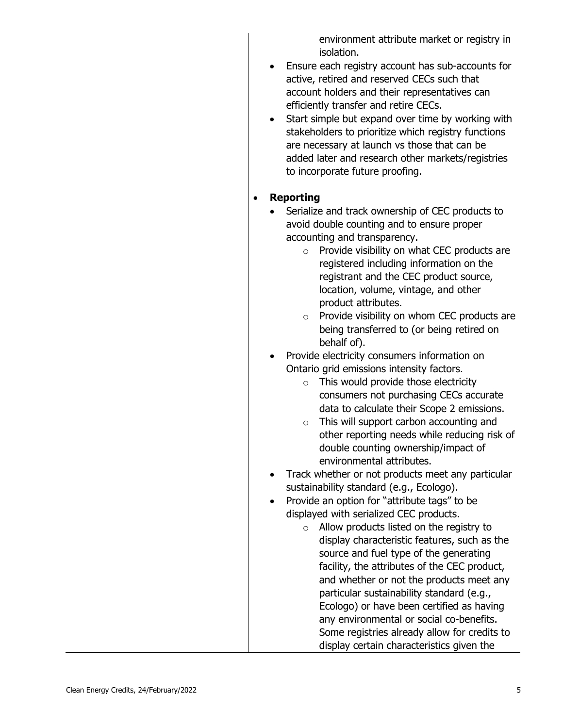environment attribute market or registry in isolation.

- Ensure each registry account has sub-accounts for active, retired and reserved CECs such that account holders and their representatives can efficiently transfer and retire CECs.
- Start simple but expand over time by working with stakeholders to prioritize which registry functions are necessary at launch vs those that can be added later and research other markets/registries to incorporate future proofing.

- **Reporting**
  - Serialize and track ownership of CEC products to avoid double counting and to ensure proper accounting and transparency.
    - Provide visibility on what CEC products are registered including information on the registrant and the CEC product source, location, volume, vintage, and other product attributes.
    - Provide visibility on whom CEC products are being transferred to (or being retired on behalf of).
  - Provide electricity consumers information on Ontario grid emissions intensity factors.
    - This would provide those electricity consumers not purchasing CECs accurate data to calculate their Scope 2 emissions.
    - This will support carbon accounting and other reporting needs while reducing risk of double counting ownership/impact of environmental attributes.
  - Track whether or not products meet any particular sustainability standard (e.g., Ecologo).
  - Provide an option for "attribute tags" to be displayed with serialized CEC products.
    - Allow products listed on the registry to display characteristic features, such as the source and fuel type of the generating facility, the attributes of the CEC product, and whether or not the products meet any particular sustainability standard (e.g., Ecologo) or have been certified as having any environmental or social co-benefits. Some registries already allow for credits to display certain characteristics given the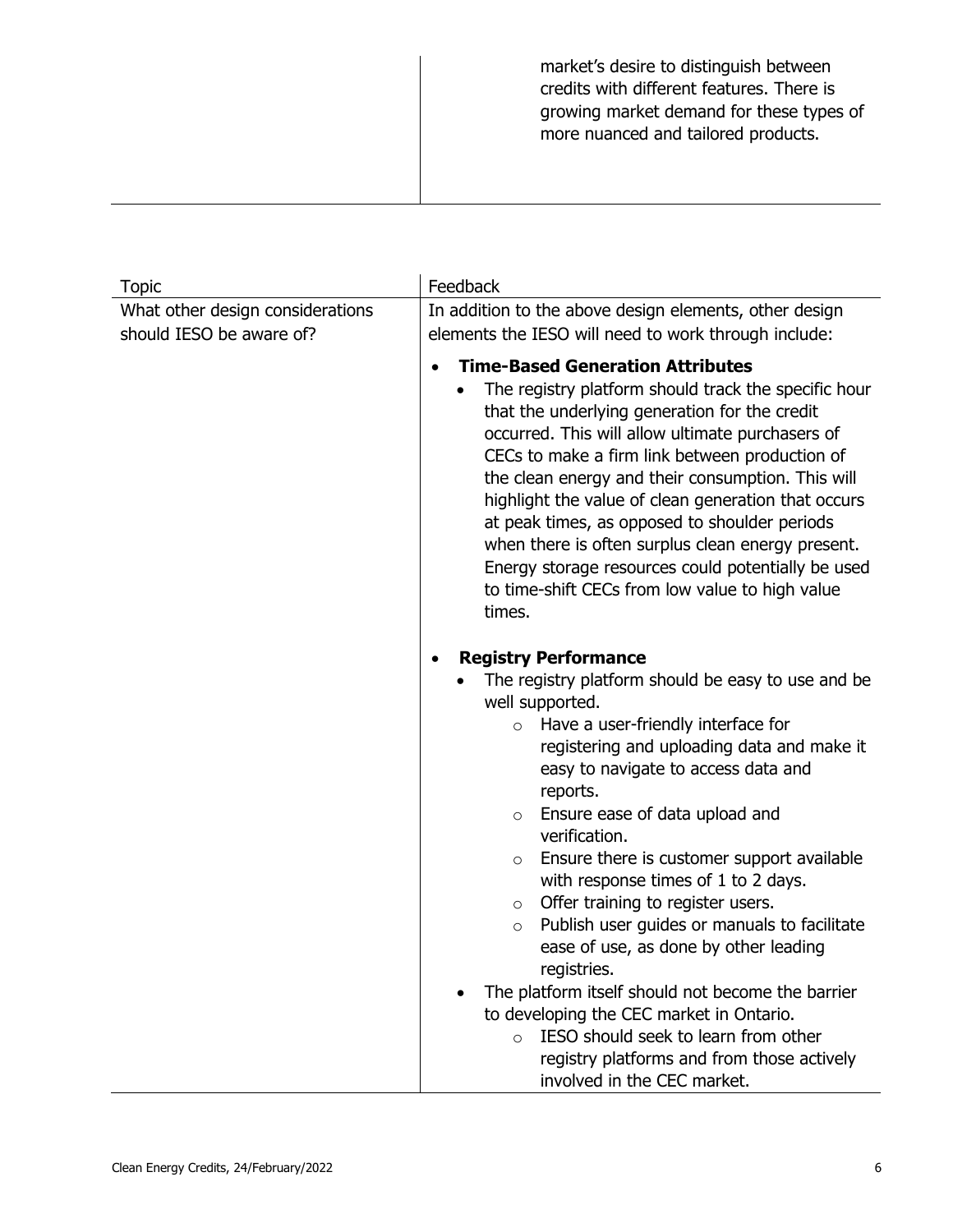| | |
|---|---|
| | market's desire to distinguish between credits with different features. There is growing market demand for these types of more nuanced and tailored products. |

| Topic | Feedback |
|---|---|
| What other design considerations should IESO be aware of? | In addition to the above design elements, other design elements the IESO will need to work through include:<br><br>• **Time-Based Generation Attributes**<br>&nbsp;&nbsp;• The registry platform should track the specific hour that the underlying generation for the credit occurred. This will allow ultimate purchasers of CECs to make a firm link between production of the clean energy and their consumption. This will highlight the value of clean generation that occurs at peak times, as opposed to shoulder periods when there is often surplus clean energy present. Energy storage resources could potentially be used to time-shift CECs from low value to high value times.<br><br>• **Registry Performance**<br>&nbsp;&nbsp;• The registry platform should be easy to use and be well supported.<br>&nbsp;&nbsp;&nbsp;&nbsp;○ Have a user-friendly interface for registering and uploading data and make it easy to navigate to access data and reports.<br>&nbsp;&nbsp;&nbsp;&nbsp;○ Ensure ease of data upload and verification.<br>&nbsp;&nbsp;&nbsp;&nbsp;○ Ensure there is customer support available with response times of 1 to 2 days.<br>&nbsp;&nbsp;&nbsp;&nbsp;○ Offer training to register users.<br>&nbsp;&nbsp;&nbsp;&nbsp;○ Publish user guides or manuals to facilitate ease of use, as done by other leading registries.<br>&nbsp;&nbsp;• The platform itself should not become the barrier to developing the CEC market in Ontario.<br>&nbsp;&nbsp;&nbsp;&nbsp;○ IESO should seek to learn from other registry platforms and from those actively involved in the CEC market. |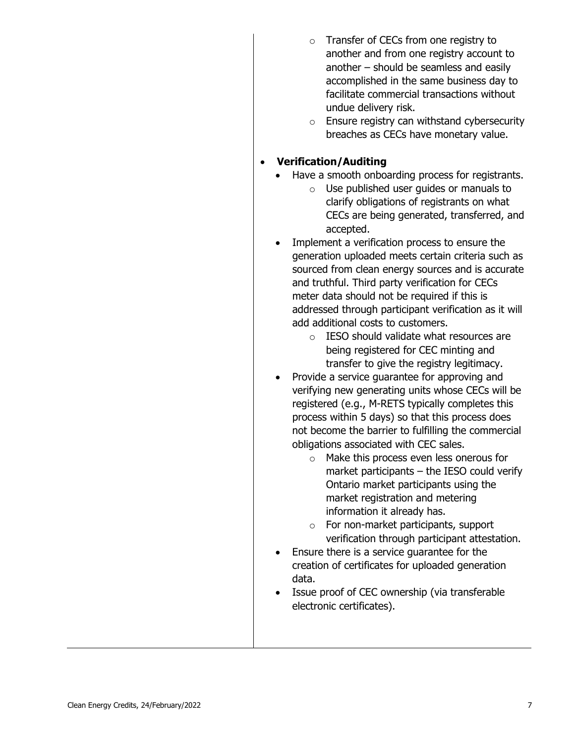- Transfer of CECs from one registry to another and from one registry account to another – should be seamless and easily accomplished in the same business day to facilitate commercial transactions without undue delivery risk.
- Ensure registry can withstand cybersecurity breaches as CECs have monetary value.

- **Verification/Auditing**
  - Have a smooth onboarding process for registrants.
    - Use published user guides or manuals to clarify obligations of registrants on what CECs are being generated, transferred, and accepted.
  - Implement a verification process to ensure the generation uploaded meets certain criteria such as sourced from clean energy sources and is accurate and truthful. Third party verification for CECs meter data should not be required if this is addressed through participant verification as it will add additional costs to customers.
    - IESO should validate what resources are being registered for CEC minting and transfer to give the registry legitimacy.
  - Provide a service guarantee for approving and verifying new generating units whose CECs will be registered (e.g., M-RETS typically completes this process within 5 days) so that this process does not become the barrier to fulfilling the commercial obligations associated with CEC sales.
    - Make this process even less onerous for market participants – the IESO could verify Ontario market participants using the market registration and metering information it already has.
    - For non-market participants, support verification through participant attestation.
  - Ensure there is a service guarantee for the creation of certificates for uploaded generation data.
  - Issue proof of CEC ownership (via transferable electronic certificates).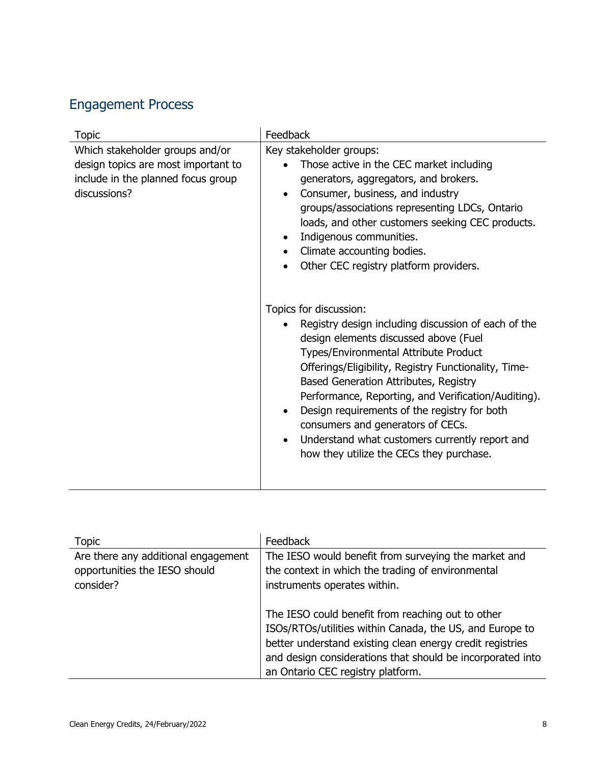## Engagement Process

| Topic | Feedback |
| --- | --- |
| Which stakeholder groups and/or design topics are most important to include in the planned focus group discussions? | Key stakeholder groups:<br>• Those active in the CEC market including generators, aggregators, and brokers.<br>• Consumer, business, and industry groups/associations representing LDCs, Ontario loads, and other customers seeking CEC products.<br>• Indigenous communities.<br>• Climate accounting bodies.<br>• Other CEC registry platform providers.<br><br>Topics for discussion:<br>• Registry design including discussion of each of the design elements discussed above (Fuel Types/Environmental Attribute Product Offerings/Eligibility, Registry Functionality, Time-Based Generation Attributes, Registry Performance, Reporting, and Verification/Auditing).<br>• Design requirements of the registry for both consumers and generators of CECs.<br>• Understand what customers currently report and how they utilize the CECs they purchase. |

| Topic | Feedback |
| --- | --- |
| Are there any additional engagement opportunities the IESO should consider? | The IESO would benefit from surveying the market and the context in which the trading of environmental instruments operates within.<br><br>The IESO could benefit from reaching out to other ISOs/RTOs/utilities within Canada, the US, and Europe to better understand existing clean energy credit registries and design considerations that should be incorporated into an Ontario CEC registry platform. |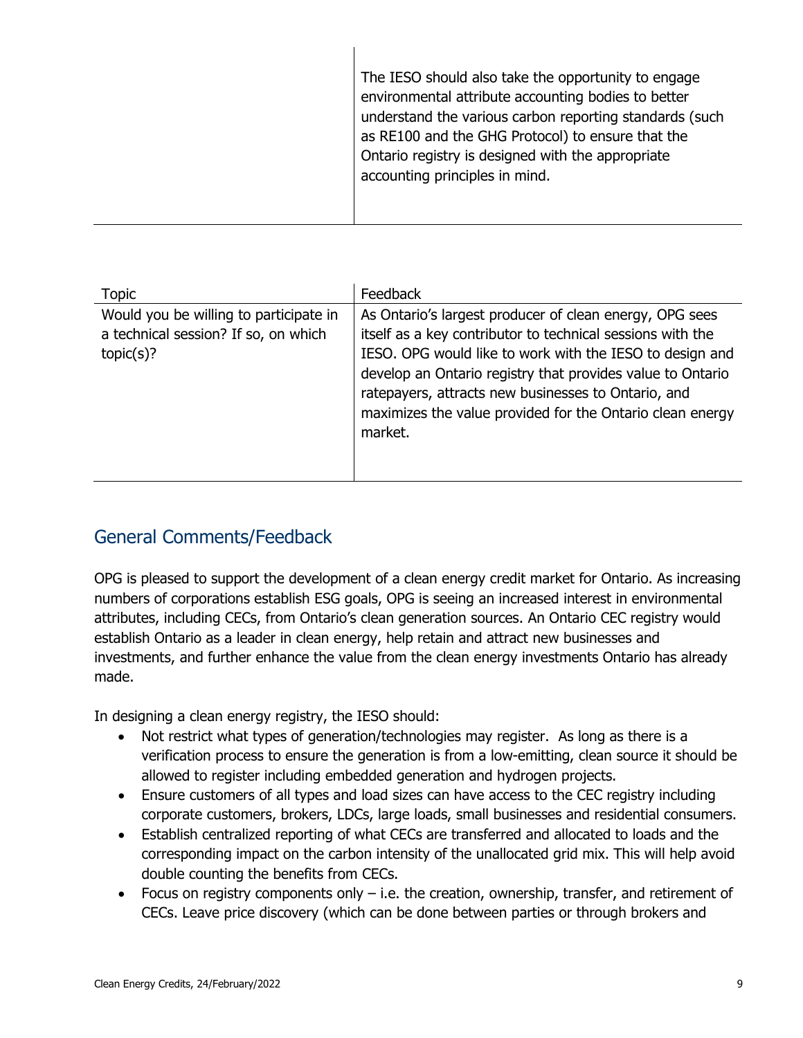| | |
|---|---|
| | The IESO should also take the opportunity to engage environmental attribute accounting bodies to better understand the various carbon reporting standards (such as RE100 and the GHG Protocol) to ensure that the Ontario registry is designed with the appropriate accounting principles in mind. |

| Topic | Feedback |
|---|---|
| Would you be willing to participate in a technical session? If so, on which topic(s)? | As Ontario's largest producer of clean energy, OPG sees itself as a key contributor to technical sessions with the IESO. OPG would like to work with the IESO to design and develop an Ontario registry that provides value to Ontario ratepayers, attracts new businesses to Ontario, and maximizes the value provided for the Ontario clean energy market. |

## General Comments/Feedback

OPG is pleased to support the development of a clean energy credit market for Ontario. As increasing numbers of corporations establish ESG goals, OPG is seeing an increased interest in environmental attributes, including CECs, from Ontario's clean generation sources. An Ontario CEC registry would establish Ontario as a leader in clean energy, help retain and attract new businesses and investments, and further enhance the value from the clean energy investments Ontario has already made.

In designing a clean energy registry, the IESO should:

- Not restrict what types of generation/technologies may register. As long as there is a verification process to ensure the generation is from a low-emitting, clean source it should be allowed to register including embedded generation and hydrogen projects.
- Ensure customers of all types and load sizes can have access to the CEC registry including corporate customers, brokers, LDCs, large loads, small businesses and residential consumers.
- Establish centralized reporting of what CECs are transferred and allocated to loads and the corresponding impact on the carbon intensity of the unallocated grid mix. This will help avoid double counting the benefits from CECs.
- Focus on registry components only – i.e. the creation, ownership, transfer, and retirement of CECs. Leave price discovery (which can be done between parties or through brokers and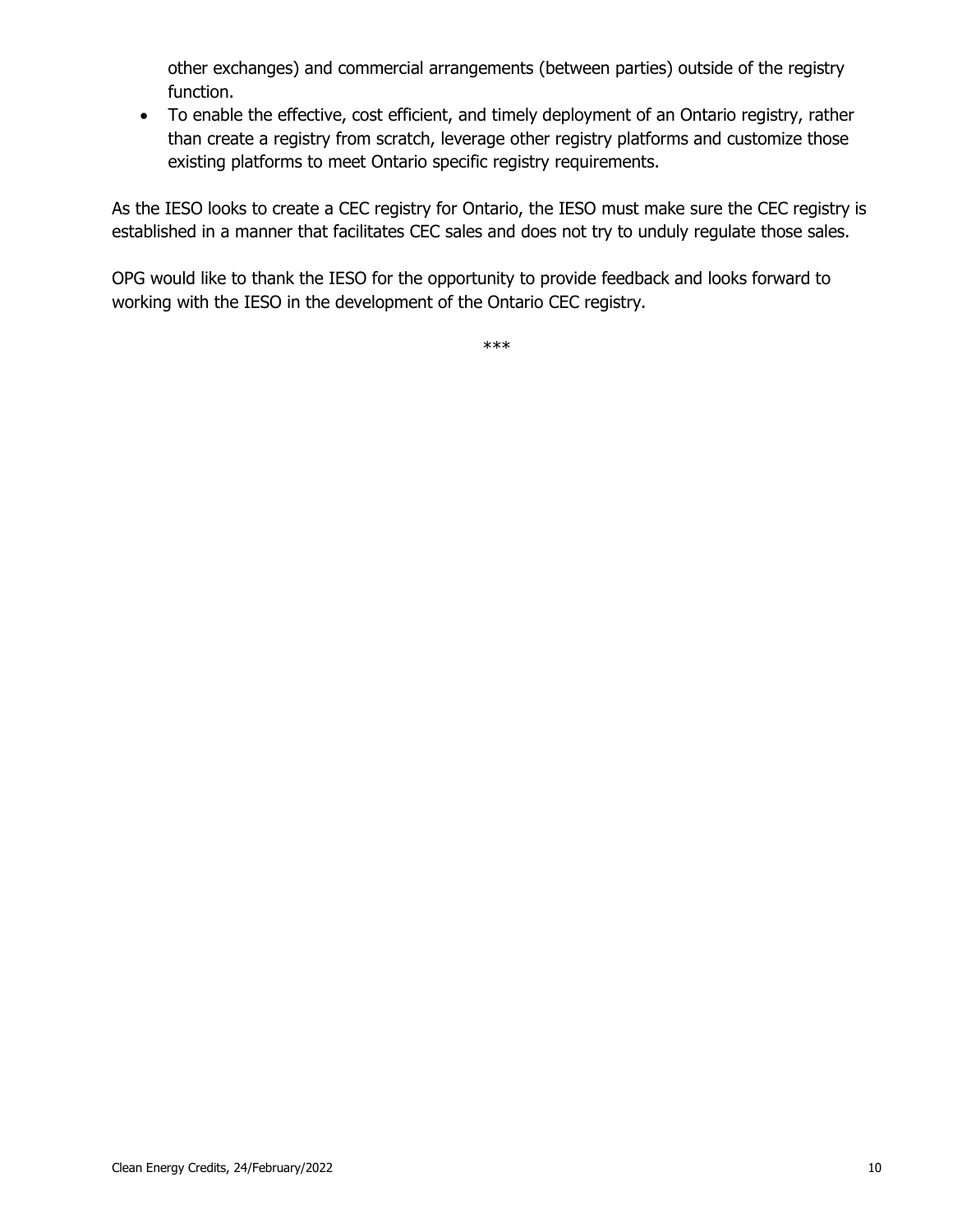other exchanges) and commercial arrangements (between parties) outside of the registry function.

- To enable the effective, cost efficient, and timely deployment of an Ontario registry, rather than create a registry from scratch, leverage other registry platforms and customize those existing platforms to meet Ontario specific registry requirements.

As the IESO looks to create a CEC registry for Ontario, the IESO must make sure the CEC registry is established in a manner that facilitates CEC sales and does not try to unduly regulate those sales.

OPG would like to thank the IESO for the opportunity to provide feedback and looks forward to working with the IESO in the development of the Ontario CEC registry.

***